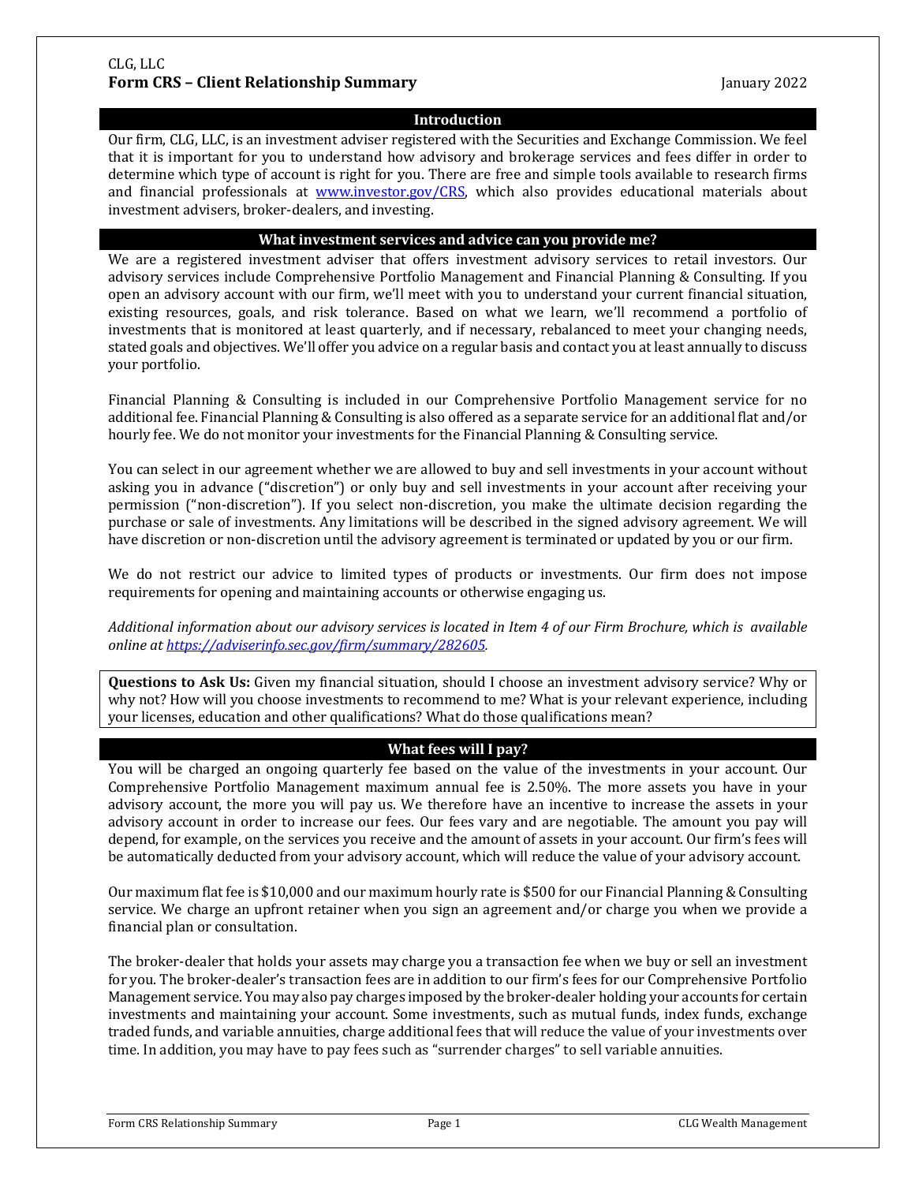CLG, LLC

# Form CRS – Client Relationship Summary

January 2022

## Introduction

Our firm, CLG, LLC, is an investment adviser registered with the Securities and Exchange Commission. We feel that it is important for you to understand how advisory and brokerage services and fees differ in order to determine which type of account is right for you. There are free and simple tools available to research firms and financial professionals at [www.investor.gov/CRS](www.investor.gov/CRS), which also provides educational materials about investment advisers, broker-dealers, and investing.

## What investment services and advice can you provide me?

We are a registered investment adviser that offers investment advisory services to retail investors. Our advisory services include Comprehensive Portfolio Management and Financial Planning & Consulting. If you open an advisory account with our firm, we'll meet with you to understand your current financial situation, existing resources, goals, and risk tolerance. Based on what we learn, we'll recommend a portfolio of investments that is monitored at least quarterly, and if necessary, rebalanced to meet your changing needs, stated goals and objectives. We'll offer you advice on a regular basis and contact you at least annually to discuss your portfolio.

Financial Planning & Consulting is included in our Comprehensive Portfolio Management service for no additional fee. Financial Planning & Consulting is also offered as a separate service for an additional flat and/or hourly fee. We do not monitor your investments for the Financial Planning & Consulting service.

You can select in our agreement whether we are allowed to buy and sell investments in your account without asking you in advance ("discretion") or only buy and sell investments in your account after receiving your permission ("non-discretion"). If you select non-discretion, you make the ultimate decision regarding the purchase or sale of investments. Any limitations will be described in the signed advisory agreement. We will have discretion or non-discretion until the advisory agreement is terminated or updated by you or our firm.

We do not restrict our advice to limited types of products or investments. Our firm does not impose requirements for opening and maintaining accounts or otherwise engaging us.

*Additional information about our advisory services is located in Item 4 of our Firm Brochure, which is available online at [https://adviserinfo.sec.gov/firm/summary/282605](https://adviserinfo.sec.gov/firm/summary/282605).*

**Questions to Ask Us:** Given my financial situation, should I choose an investment advisory service? Why or why not? How will you choose investments to recommend to me? What is your relevant experience, including your licenses, education and other qualifications? What do those qualifications mean?

## What fees will I pay?

You will be charged an ongoing quarterly fee based on the value of the investments in your account. Our Comprehensive Portfolio Management maximum annual fee is 2.50%. The more assets you have in your advisory account, the more you will pay us. We therefore have an incentive to increase the assets in your advisory account in order to increase our fees. Our fees vary and are negotiable. The amount you pay will depend, for example, on the services you receive and the amount of assets in your account. Our firm's fees will be automatically deducted from your advisory account, which will reduce the value of your advisory account.

Our maximum flat fee is $10,000 and our maximum hourly rate is $500 for our Financial Planning & Consulting service. We charge an upfront retainer when you sign an agreement and/or charge you when we provide a financial plan or consultation.

The broker-dealer that holds your assets may charge you a transaction fee when we buy or sell an investment for you. The broker-dealer's transaction fees are in addition to our firm's fees for our Comprehensive Portfolio Management service. You may also pay charges imposed by the broker-dealer holding your accounts for certain investments and maintaining your account. Some investments, such as mutual funds, index funds, exchange traded funds, and variable annuities, charge additional fees that will reduce the value of your investments over time. In addition, you may have to pay fees such as "surrender charges" to sell variable annuities.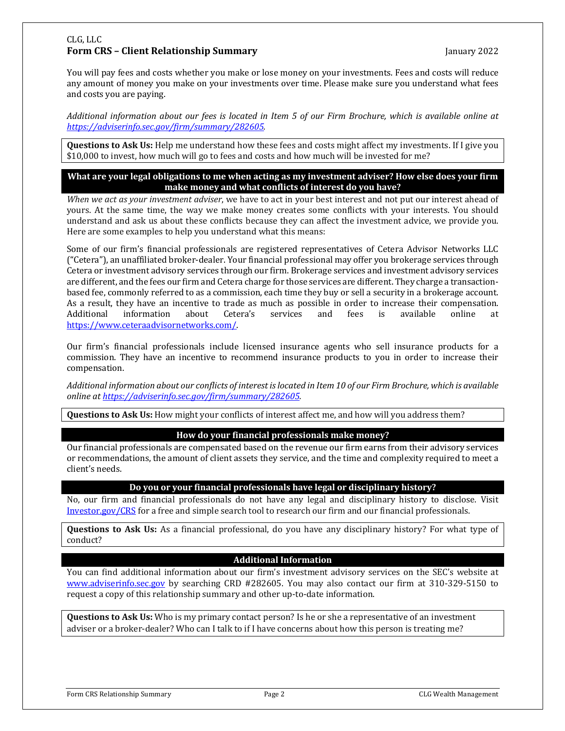You will pay fees and costs whether you make or lose money on your investments. Fees and costs will reduce any amount of money you make on your investments over time. Please make sure you understand what fees and costs you are paying.

*Additional information about our fees is located in Item 5 of our Firm Brochure, which is available online at [https://adviserinfo.sec.gov/firm/summary/282605](https://adviserinfo.sec.gov/firm/summary/282605).*

> **Questions to Ask Us:** Help me understand how these fees and costs might affect my investments. If I give you $10,000 to invest, how much will go to fees and costs and how much will be invested for me?

## What are your legal obligations to me when acting as my investment adviser? How else does your firm make money and what conflicts of interest do you have?

*When we act as your investment adviser*, we have to act in your best interest and not put our interest ahead of yours. At the same time, the way we make money creates some conflicts with your interests. You should understand and ask us about these conflicts because they can affect the investment advice, we provide you. Here are some examples to help you understand what this means:

Some of our firm's financial professionals are registered representatives of Cetera Advisor Networks LLC ("Cetera"), an unaffiliated broker-dealer. Your financial professional may offer you brokerage services through Cetera or investment advisory services through our firm. Brokerage services and investment advisory services are different, and the fees our firm and Cetera charge for those services are different. They charge a transaction-based fee, commonly referred to as a commission, each time they buy or sell a security in a brokerage account. As a result, they have an incentive to trade as much as possible in order to increase their compensation. Additional information about Cetera's services and fees is available online at [https://www.ceteraadvisornetworks.com/](https://www.ceteraadvisornetworks.com/).

Our firm's financial professionals include licensed insurance agents who sell insurance products for a commission. They have an incentive to recommend insurance products to you in order to increase their compensation.

*Additional information about our conflicts of interest is located in Item 10 of our Firm Brochure, which is available online at [https://adviserinfo.sec.gov/firm/summary/282605](https://adviserinfo.sec.gov/firm/summary/282605).*

> **Questions to Ask Us:** How might your conflicts of interest affect me, and how will you address them?

## How do your financial professionals make money?

Our financial professionals are compensated based on the revenue our firm earns from their advisory services or recommendations, the amount of client assets they service, and the time and complexity required to meet a client's needs.

## Do you or your financial professionals have legal or disciplinary history?

No, our firm and financial professionals do not have any legal and disciplinary history to disclose. Visit [Investor.gov/CRS](https://Investor.gov/CRS) for a free and simple search tool to research our firm and our financial professionals.

> **Questions to Ask Us:** As a financial professional, do you have any disciplinary history? For what type of conduct?

## Additional Information

You can find additional information about our firm's investment advisory services on the SEC's website at [www.adviserinfo.sec.gov](http://www.adviserinfo.sec.gov) by searching CRD #282605. You may also contact our firm at 310-329-5150 to request a copy of this relationship summary and other up-to-date information.

> **Questions to Ask Us:** Who is my primary contact person? Is he or she a representative of an investment adviser or a broker-dealer? Who can I talk to if I have concerns about how this person is treating me?